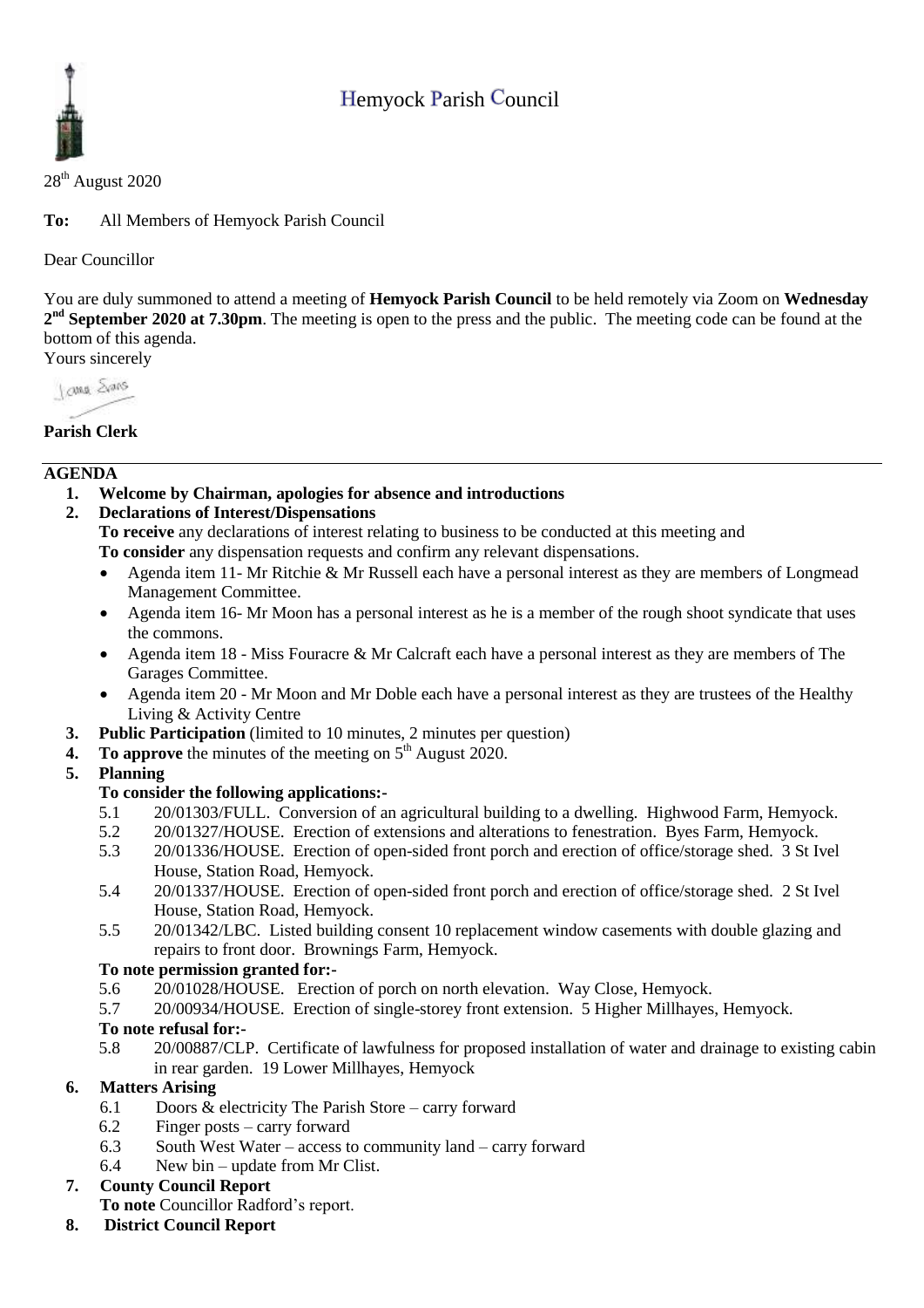# Hemyock Parish Council

28th August 2020

**To:** All Members of Hemyock Parish Council

Dear Councillor

You are duly summoned to attend a meeting of **Hemyock Parish Council** to be held remotely via Zoom on **Wednesday 2nd September 2020 at 7.30pm**. The meeting is open to the press and the public. The meeting code can be found at the bottom of this agenda.

Yours sincerely

Lorna Evans

**Parish Clerk**

---

## AGENDA

1. **Welcome by Chairman, apologies for absence and introductions**
2. **Declarations of Interest/Dispensations**
   **To receive** any declarations of interest relating to business to be conducted at this meeting and
   **To consider** any dispensation requests and confirm any relevant dispensations.
   - Agenda item 11- Mr Ritchie & Mr Russell each have a personal interest as they are members of Longmead Management Committee.
   - Agenda item 16- Mr Moon has a personal interest as he is a member of the rough shoot syndicate that uses the commons.
   - Agenda item 18 - Miss Fouracre & Mr Calcraft each have a personal interest as they are members of The Garages Committee.
   - Agenda item 20 - Mr Moon and Mr Doble each have a personal interest as they are trustees of the Healthy Living & Activity Centre
3. **Public Participation** (limited to 10 minutes, 2 minutes per question)
4. **To approve** the minutes of the meeting on 5th August 2020.
5. **Planning**
   **To consider the following applications:-**
   - 5.1 20/01303/FULL. Conversion of an agricultural building to a dwelling. Highwood Farm, Hemyock.
   - 5.2 20/01327/HOUSE. Erection of extensions and alterations to fenestration. Byes Farm, Hemyock.
   - 5.3 20/01336/HOUSE. Erection of open-sided front porch and erection of office/storage shed. 3 St Ivel House, Station Road, Hemyock.
   - 5.4 20/01337/HOUSE. Erection of open-sided front porch and erection of office/storage shed. 2 St Ivel House, Station Road, Hemyock.
   - 5.5 20/01342/LBC. Listed building consent 10 replacement window casements with double glazing and repairs to front door. Brownings Farm, Hemyock.

   **To note permission granted for:-**
   - 5.6 20/01028/HOUSE. Erection of porch on north elevation. Way Close, Hemyock.
   - 5.7 20/00934/HOUSE. Erection of single-storey front extension. 5 Higher Millhayes, Hemyock.

   **To note refusal for:-**
   - 5.8 20/00887/CLP. Certificate of lawfulness for proposed installation of water and drainage to existing cabin in rear garden. 19 Lower Millhayes, Hemyock
6. **Matters Arising**
   - 6.1 Doors & electricity The Parish Store – carry forward
   - 6.2 Finger posts – carry forward
   - 6.3 South West Water – access to community land – carry forward
   - 6.4 New bin – update from Mr Clist.
7. **County Council Report**
   **To note** Councillor Radford's report.
8. **District Council Report**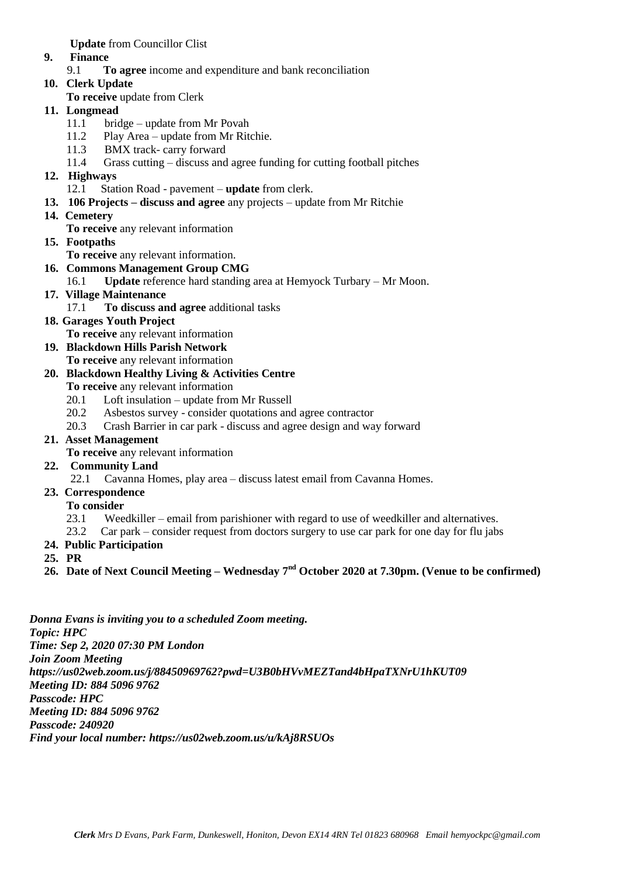**Update** from Councillor Clist

**9. Finance**

9.1 **To agree** income and expenditure and bank reconciliation

**10. Clerk Update**

**To receive** update from Clerk

**11. Longmead**

11.1 bridge – update from Mr Povah

11.2 Play Area – update from Mr Ritchie.

11.3 BMX track- carry forward

11.4 Grass cutting – discuss and agree funding for cutting football pitches

**12. Highways**

12.1 Station Road - pavement – **update** from clerk.

**13. 106 Projects – discuss and agree** any projects – update from Mr Ritchie

**14. Cemetery**

**To receive** any relevant information

**15. Footpaths**

**To receive** any relevant information.

**16. Commons Management Group CMG**

16.1 **Update** reference hard standing area at Hemyock Turbary – Mr Moon.

**17. Village Maintenance**

17.1 **To discuss and agree** additional tasks

**18. Garages Youth Project**

**To receive** any relevant information

**19. Blackdown Hills Parish Network**

**To receive** any relevant information

**20. Blackdown Healthy Living & Activities Centre**

**To receive** any relevant information

20.1 Loft insulation – update from Mr Russell

20.2 Asbestos survey - consider quotations and agree contractor

20.3 Crash Barrier in car park - discuss and agree design and way forward

**21. Asset Management**

**To receive** any relevant information

**22. Community Land**

22.1 Cavanna Homes, play area – discuss latest email from Cavanna Homes.

**23. Correspondence**

**To consider**

23.1 Weedkiller – email from parishioner with regard to use of weedkiller and alternatives.

23.2 Car park – consider request from doctors surgery to use car park for one day for flu jabs

**24. Public Participation**

**25. PR**

**26. Date of Next Council Meeting – Wednesday 7th October 2020 at 7.30pm. (Venue to be confirmed)**

***Donna Evans is inviting you to a scheduled Zoom meeting.***
***Topic: HPC***
***Time: Sep 2, 2020 07:30 PM London***
***Join Zoom Meeting***
***https://us02web.zoom.us/j/88450969762?pwd=U3B0bHVvMEZTand4bHpaTXNrU1hKUT09***
***Meeting ID: 884 5096 9762***
***Passcode: HPC***
***Meeting ID: 884 5096 9762***
***Passcode: 240920***
***Find your local number: https://us02web.zoom.us/u/kAj8RSUOs***

***Clerk** Mrs D Evans, Park Farm, Dunkeswell, Honiton, Devon EX14 4RN Tel 01823 680968 Email hemyockpc@gmail.com*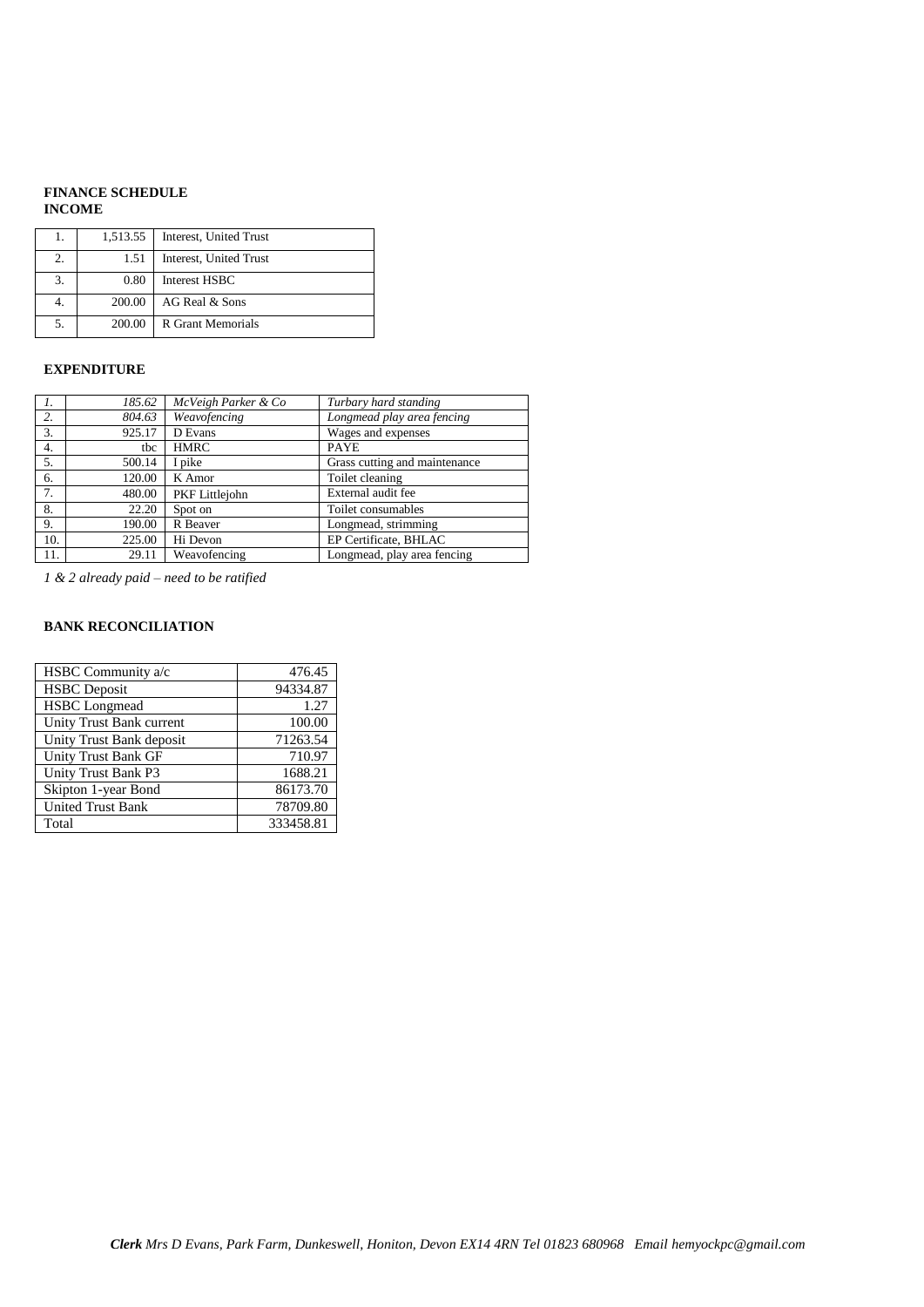**FINANCE SCHEDULE**
**INCOME**

| | | |
|---|---|---|
| 1. | 1,513.55 | Interest, United Trust |
| 2. | 1.51 | Interest, United Trust |
| 3. | 0.80 | Interest HSBC |
| 4. | 200.00 | AG Real & Sons |
| 5. | 200.00 | R Grant Memorials |

**EXPENDITURE**

| | | | |
|---|---|---|---|
| *1.* | *185.62* | *McVeigh Parker & Co* | *Turbary hard standing* |
| *2.* | *804.63* | *Weavofencing* | *Longmead play area fencing* |
| 3. | 925.17 | D Evans | Wages and expenses |
| 4. | tbc | HMRC | PAYE |
| 5. | 500.14 | I pike | Grass cutting and maintenance |
| 6. | 120.00 | K Amor | Toilet cleaning |
| 7. | 480.00 | PKF Littlejohn | External audit fee |
| 8. | 22.20 | Spot on | Toilet consumables |
| 9. | 190.00 | R Beaver | Longmead, strimming |
| 10. | 225.00 | Hi Devon | EP Certificate, BHLAC |
| 11. | 29.11 | Weavofencing | Longmead, play area fencing |

*1 & 2 already paid – need to be ratified*

**BANK RECONCILIATION**

| | |
|---|---|
| HSBC Community a/c | 476.45 |
| HSBC Deposit | 94334.87 |
| HSBC Longmead | 1.27 |
| Unity Trust Bank current | 100.00 |
| Unity Trust Bank deposit | 71263.54 |
| Unity Trust Bank GF | 710.97 |
| Unity Trust Bank P3 | 1688.21 |
| Skipton 1-year Bond | 86173.70 |
| United Trust Bank | 78709.80 |
| Total | 333458.81 |